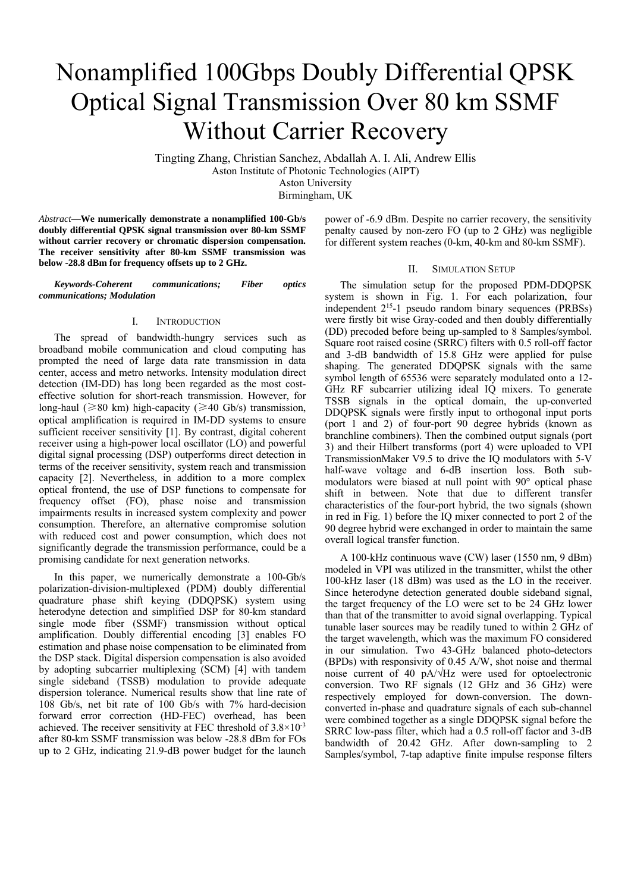# Nonamplified 100Gbps Doubly Differential QPSK Optical Signal Transmission Over 80 km SSMF Without Carrier Recovery

Tingting Zhang, Christian Sanchez, Abdallah A. I. Ali, Andrew Ellis
Aston Institute of Photonic Technologies (AIPT)
Aston University
Birmingham, UK

***Abstract*—We numerically demonstrate a nonamplified 100-Gb/s doubly differential QPSK signal transmission over 80-km SSMF without carrier recovery or chromatic dispersion compensation. The receiver sensitivity after 80-km SSMF transmission was below -28.8 dBm for frequency offsets up to 2 GHz.**

***Keywords-Coherent communications; Fiber optics communications; Modulation***

## I. Introduction

The spread of bandwidth-hungry services such as broadband mobile communication and cloud computing has prompted the need of large data rate transmission in data center, access and metro networks. Intensity modulation direct detection (IM-DD) has long been regarded as the most cost-effective solution for short-reach transmission. However, for long-haul (⩾80 km) high-capacity (⩾40 Gb/s) transmission, optical amplification is required in IM-DD systems to ensure sufficient receiver sensitivity [1]. By contrast, digital coherent receiver using a high-power local oscillator (LO) and powerful digital signal processing (DSP) outperforms direct detection in terms of the receiver sensitivity, system reach and transmission capacity [2]. Nevertheless, in addition to a more complex optical frontend, the use of DSP functions to compensate for frequency offset (FO), phase noise and transmission impairments results in increased system complexity and power consumption. Therefore, an alternative compromise solution with reduced cost and power consumption, which does not significantly degrade the transmission performance, could be a promising candidate for next generation networks.

In this paper, we numerically demonstrate a 100-Gb/s polarization-division-multiplexed (PDM) doubly differential quadrature phase shift keying (DDQPSK) system using heterodyne detection and simplified DSP for 80-km standard single mode fiber (SSMF) transmission without optical amplification. Doubly differential encoding [3] enables FO estimation and phase noise compensation to be eliminated from the DSP stack. Digital dispersion compensation is also avoided by adopting subcarrier multiplexing (SCM) [4] with tandem single sideband (TSSB) modulation to provide adequate dispersion tolerance. Numerical results show that line rate of 108 Gb/s, net bit rate of 100 Gb/s with 7% hard-decision forward error correction (HD-FEC) overhead, has been achieved. The receiver sensitivity at FEC threshold of $3.8\times10^{-3}$ after 80-km SSMF transmission was below -28.8 dBm for FOs up to 2 GHz, indicating 21.9-dB power budget for the launch power of -6.9 dBm. Despite no carrier recovery, the sensitivity penalty caused by non-zero FO (up to 2 GHz) was negligible for different system reaches (0-km, 40-km and 80-km SSMF).

## II. Simulation Setup

The simulation setup for the proposed PDM-DDQPSK system is shown in Fig. 1. For each polarization, four independent $2^{15}$-1 pseudo random binary sequences (PRBSs) were firstly bit wise Gray-coded and then doubly differentially (DD) precoded before being up-sampled to 8 Samples/symbol. Square root raised cosine (SRRC) filters with 0.5 roll-off factor and 3-dB bandwidth of 15.8 GHz were applied for pulse shaping. The generated DDQPSK signals with the same symbol length of 65536 were separately modulated onto a 12-GHz RF subcarrier utilizing ideal IQ mixers. To generate TSSB signals in the optical domain, the up-converted DDQPSK signals were firstly input to orthogonal input ports (port 1 and 2) of four-port 90 degree hybrids (known as branchline combiners). Then the combined output signals (port 3) and their Hilbert transforms (port 4) were uploaded to VPI TransmissionMaker V9.5 to drive the IQ modulators with 5-V half-wave voltage and 6-dB insertion loss. Both sub-modulators were biased at null point with 90° optical phase shift in between. Note that due to different transfer characteristics of the four-port hybrid, the two signals (shown in red in Fig. 1) before the IQ mixer connected to port 2 of the 90 degree hybrid were exchanged in order to maintain the same overall logical transfer function.

A 100-kHz continuous wave (CW) laser (1550 nm, 9 dBm) modeled in VPI was utilized in the transmitter, whilst the other 100-kHz laser (18 dBm) was used as the LO in the receiver. Since heterodyne detection generated double sideband signal, the target frequency of the LO were set to be 24 GHz lower than that of the transmitter to avoid signal overlapping. Typical tunable laser sources may be readily tuned to within 2 GHz of the target wavelength, which was the maximum FO considered in our simulation. Two 43-GHz balanced photo-detectors (BPDs) with responsivity of 0.45 A/W, shot noise and thermal noise current of 40 pA/√Hz were used for optoelectronic conversion. Two RF signals (12 GHz and 36 GHz) were respectively employed for down-conversion. The down-converted in-phase and quadrature signals of each sub-channel were combined together as a single DDQPSK signal before the SRRC low-pass filter, which had a 0.5 roll-off factor and 3-dB bandwidth of 20.42 GHz. After down-sampling to 2 Samples/symbol, 7-tap adaptive finite impulse response filters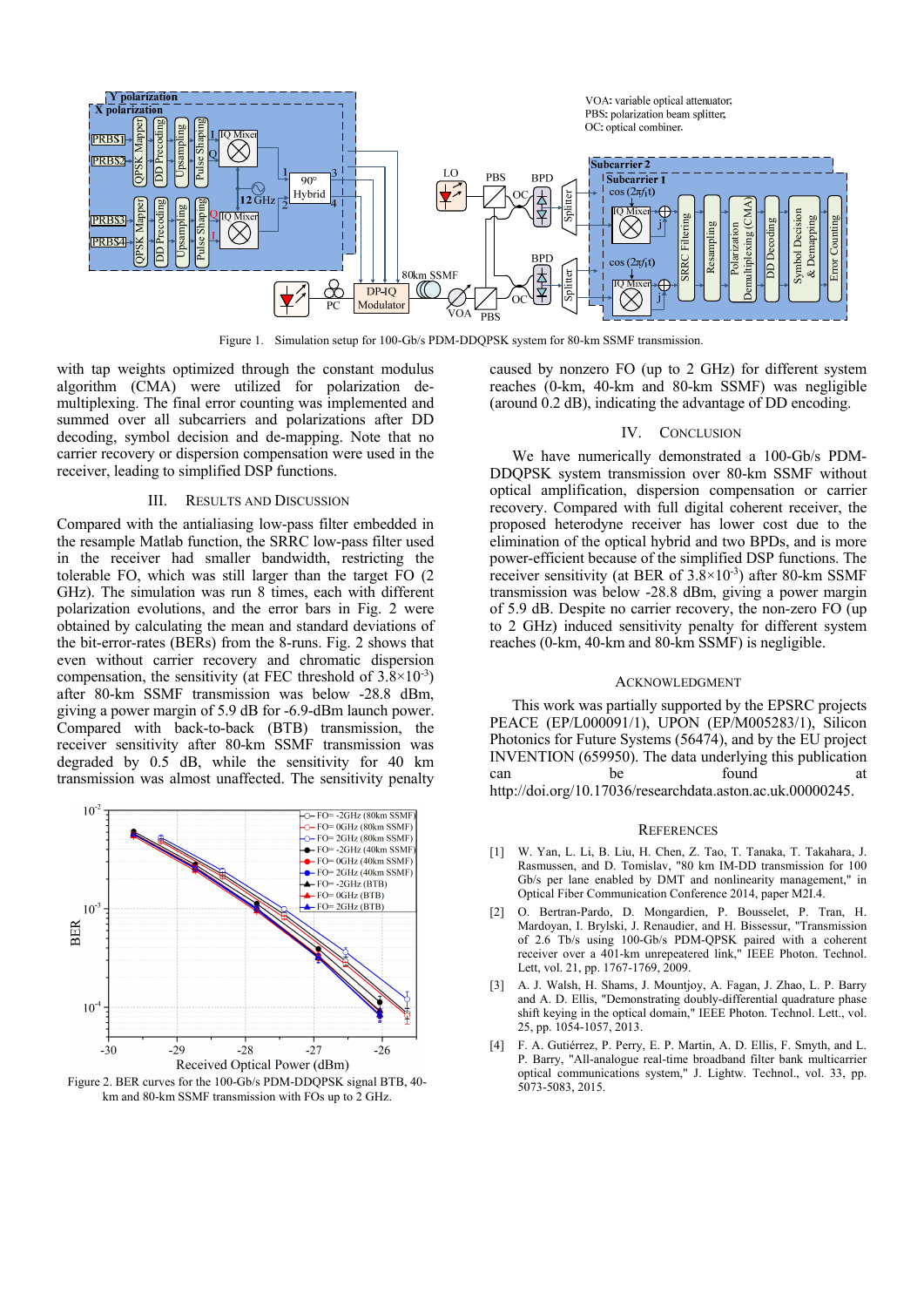VOA: variable optical attenuator;
PBS: polarization beam splitter;
OC: optical combiner.

Y polarization
X polarization
PRBS1
PRBS2
PRBS3
PRBS4
QPSK Mapper
DD Precoding
Upsampling
Pulse Shaping
IQ Mixer
I
Q
12 GHz
90° Hybrid
1
2
3
4
LO
PBS
BPD
OC
Splitter
PC
DP-IQ Modulator
80km SSMF
VOA
PBS
Subcarrier 2
Subcarrier 1
cos ($2\pi f_1 t$)
IQ Mixer
j
SRRC Filtering
Resampling
Polarization Demultiplexing (CMA)
DD Decoding
Symbol Decision & Demapping
Error Counting

Figure 1. Simulation setup for 100-Gb/s PDM-DDQPSK system for 80-km SSMF transmission.

with tap weights optimized through the constant modulus algorithm (CMA) were utilized for polarization de-multiplexing. The final error counting was implemented and summed over all subcarriers and polarizations after DD decoding, symbol decision and de-mapping. Note that no carrier recovery or dispersion compensation were used in the receiver, leading to simplified DSP functions.

## III. Results and Discussion

Compared with the antialiasing low-pass filter embedded in the resample Matlab function, the SRRC low-pass filter used in the receiver had smaller bandwidth, restricting the tolerable FO, which was still larger than the target FO (2 GHz). The simulation was run 8 times, each with different polarization evolutions, and the error bars in Fig. 2 were obtained by calculating the mean and standard deviations of the bit-error-rates (BERs) from the 8-runs. Fig. 2 shows that even without carrier recovery and chromatic dispersion compensation, the sensitivity (at FEC threshold of $3.8\times10^{-3}$) after 80-km SSMF transmission was below -28.8 dBm, giving a power margin of 5.9 dB for -6.9-dBm launch power. Compared with back-to-back (BTB) transmission, the receiver sensitivity after 80-km SSMF transmission was degraded by 0.5 dB, while the sensitivity for 40 km transmission was almost unaffected. The sensitivity penalty caused by nonzero FO (up to 2 GHz) for different system reaches (0-km, 40-km and 80-km SSMF) was negligible (around 0.2 dB), indicating the advantage of DD encoding.

BER
$10^{-2}$
$10^{-3}$
$10^{-4}$
-30
-29
-28
-27
-26
Received Optical Power (dBm)
FO= -2GHz (80km SSMF)
FO= 0GHz (80km SSMF)
FO= 2GHz (80km SSMF)
FO= -2GHz (40km SSMF)
FO= 0GHz (40km SSMF)
FO= 2GHz (40km SSMF)
FO= -2GHz (BTB)
FO= 0GHz (BTB)
FO= 2GHz (BTB)

Figure 2. BER curves for the 100-Gb/s PDM-DDQPSK signal BTB, 40-km and 80-km SSMF transmission with FOs up to 2 GHz.

## IV. Conclusion

We have numerically demonstrated a 100-Gb/s PDM-DDQPSK system transmission over 80-km SSMF without optical amplification, dispersion compensation or carrier recovery. Compared with full digital coherent receiver, the proposed heterodyne receiver has lower cost due to the elimination of the optical hybrid and two BPDs, and is more power-efficient because of the simplified DSP functions. The receiver sensitivity (at BER of $3.8\times10^{-3}$) after 80-km SSMF transmission was below -28.8 dBm, giving a power margin of 5.9 dB. Despite no carrier recovery, the non-zero FO (up to 2 GHz) induced sensitivity penalty for different system reaches (0-km, 40-km and 80-km SSMF) is negligible.

## Acknowledgment

This work was partially supported by the EPSRC projects PEACE (EP/L000091/1), UPON (EP/M005283/1), Silicon Photonics for Future Systems (56474), and by the EU project INVENTION (659950). The data underlying this publication can be found at http://doi.org/10.17036/researchdata.aston.ac.uk.00000245.

## References

[1] W. Yan, L. Li, B. Liu, H. Chen, Z. Tao, T. Tanaka, T. Takahara, J. Rasmussen, and D. Tomislav, "80 km IM-DD transmission for 100 Gb/s per lane enabled by DMT and nonlinearity management," in Optical Fiber Communication Conference 2014, paper M2I.4.

[2] O. Bertran-Pardo, D. Mongardien, P. Bousselet, P. Tran, H. Mardoyan, I. Brylski, J. Renaudier, and H. Bissessur, "Transmission of 2.6 Tb/s using 100-Gb/s PDM-QPSK paired with a coherent receiver over a 401-km unrepeatered link," IEEE Photon. Technol. Lett., vol. 21, pp. 1767-1769, 2009.

[3] A. J. Walsh, H. Shams, J. Mountjoy, A. Fagan, J. Zhao, L. P. Barry and A. D. Ellis, "Demonstrating doubly-differential quadrature phase shift keying in the optical domain," IEEE Photon. Technol. Lett., vol. 25, pp. 1054-1057, 2013.

[4] F. A. Gutiérrez, P. Perry, E. P. Martin, A. D. Ellis, F. Smyth, and L. P. Barry, "All-analogue real-time broadband filter bank multicarrier optical communications system," J. Lightw. Technol., vol. 33, pp. 5073-5083, 2015.